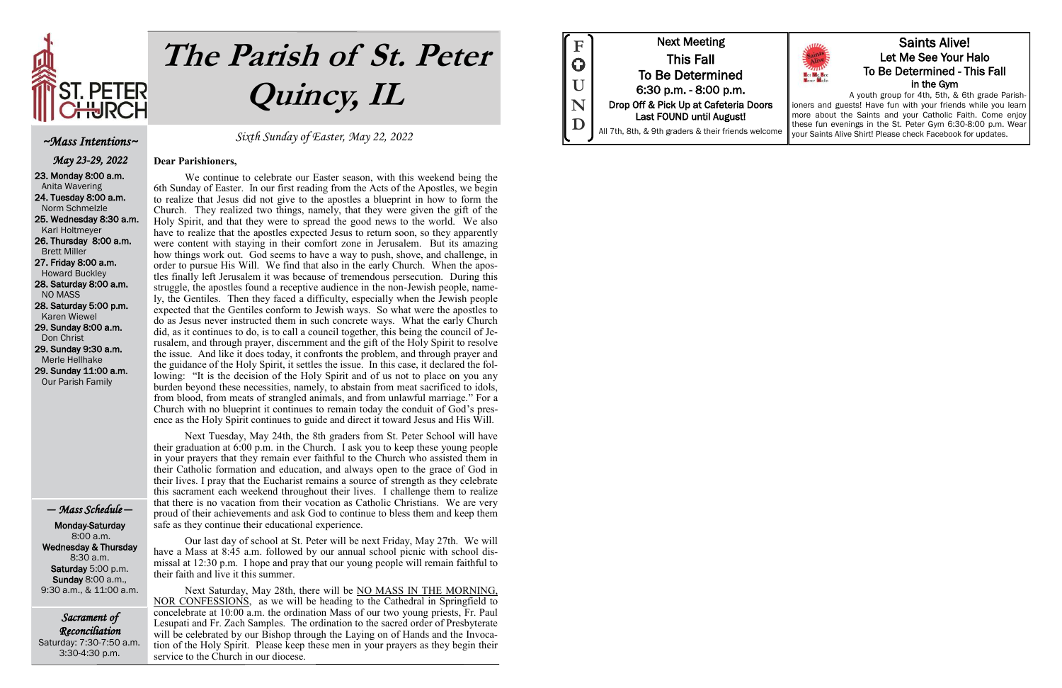# The Parish of St. Peter Quincy, IL

*Sixth Sunday of Easter, May 22, 2022*

## ~Mass Intentions~

*May 23-29, 2022*

**23. Monday 8:00 a.m.**
Anita Wavering

**24. Tuesday 8:00 a.m.**
Norm Schmelzle

**25. Wednesday 8:30 a.m.**
Karl Holtmeyer

**26. Thursday 8:00 a.m.**
Brett Miller

**27. Friday 8:00 a.m.**
Howard Buckley

**28. Saturday 8:00 a.m.**
NO MASS

**28. Saturday 5:00 p.m.**
Karen Wiewel

**29. Sunday 8:00 a.m.**
Don Christ

**29. Sunday 9:30 a.m.**
Merle Hellhake

**29. Sunday 11:00 a.m.**
Our Parish Family

## — Mass Schedule —

**Monday-Saturday**
8:00 a.m.
**Wednesday & Thursday**
8:30 a.m.
**Saturday** 5:00 p.m.
**Sunday** 8:00 a.m., 9:30 a.m., & 11:00 a.m.

## Sacrament of Reconciliation

Saturday: 7:30-7:50 a.m.
3:30-4:30 p.m.

**Dear Parishioners,**

We continue to celebrate our Easter season, with this weekend being the 6th Sunday of Easter. In our first reading from the Acts of the Apostles, we begin to realize that Jesus did not give to the apostles a blueprint in how to form the Church. They realized two things, namely, that they were given the gift of the Holy Spirit, and that they were to spread the good news to the world. We also have to realize that the apostles expected Jesus to return soon, so they apparently were content with staying in their comfort zone in Jerusalem. But its amazing how things work out. God seems to have a way to push, shove, and challenge, in order to pursue His Will. We find that also in the early Church. When the apostles finally left Jerusalem it was because of tremendous persecution. During this struggle, the apostles found a receptive audience in the non-Jewish people, namely, the Gentiles. Then they faced a difficulty, especially when the Jewish people expected that the Gentiles conform to Jewish ways. So what were the apostles to do as Jesus never instructed them in such concrete ways. What the early Church did, as it continues to do, is to call a council together, this being the council of Jerusalem, and through prayer, discernment and the gift of the Holy Spirit to resolve the issue. And like it does today, it confronts the problem, and through prayer and the guidance of the Holy Spirit, it settles the issue. In this case, it declared the following: "It is the decision of the Holy Spirit and of us not to place on you any burden beyond these necessities, namely, to abstain from meat sacrificed to idols, from blood, from meats of strangled animals, and from unlawful marriage." For a Church with no blueprint it continues to remain today the conduit of God's presence as the Holy Spirit continues to guide and direct it toward Jesus and His Will.

Next Tuesday, May 24th, the 8th graders from St. Peter School will have their graduation at 6:00 p.m. in the Church. I ask you to keep these young people in your prayers that they remain ever faithful to the Church who assisted them in their Catholic formation and education, and always open to the grace of God in their lives. I pray that the Eucharist remains a source of strength as they celebrate this sacrament each weekend throughout their lives. I challenge them to realize that there is no vacation from their vocation as Catholic Christians. We are very proud of their achievements and ask God to continue to bless them and keep them safe as they continue their educational experience.

Our last day of school at St. Peter will be next Friday, May 27th. We will have a Mass at 8:45 a.m. followed by our annual school picnic with school dismissal at 12:30 p.m. I hope and pray that our young people will remain faithful to their faith and live it this summer.

Next Saturday, May 28th, there will be NO MASS IN THE MORNING, NOR CONFESSIONS, as we will be heading to the Cathedral in Springfield to concelebrate at 10:00 a.m. the ordination Mass of our two young priests, Fr. Paul Lesupati and Fr. Zach Samples. The ordination to the sacred order of Presbyterate will be celebrated by our Bishop through the Laying on of Hands and the Invocation of the Holy Spirit. Please keep these men in your prayers as they begin their service to the Church in our diocese.

## FOUND

**Next Meeting**
**This Fall**
**To Be Determined**
**6:30 p.m. - 8:00 p.m.**
**Drop Off & Pick Up at Cafeteria Doors**
**Last FOUND until August!**
All 7th, 8th, & 9th graders & their friends welcome

## Saints Alive!

**Let Me See Your Halo**
**To Be Determined - This Fall**
**in the Gym**

A youth group for 4th, 5th, & 6th grade Parishioners and guests! Have fun with your friends while you learn more about the Saints and your Catholic Faith. Come enjoy these fun evenings in the St. Peter Gym 6:30-8:00 p.m. Wear your Saints Alive Shirt! Please check Facebook for updates.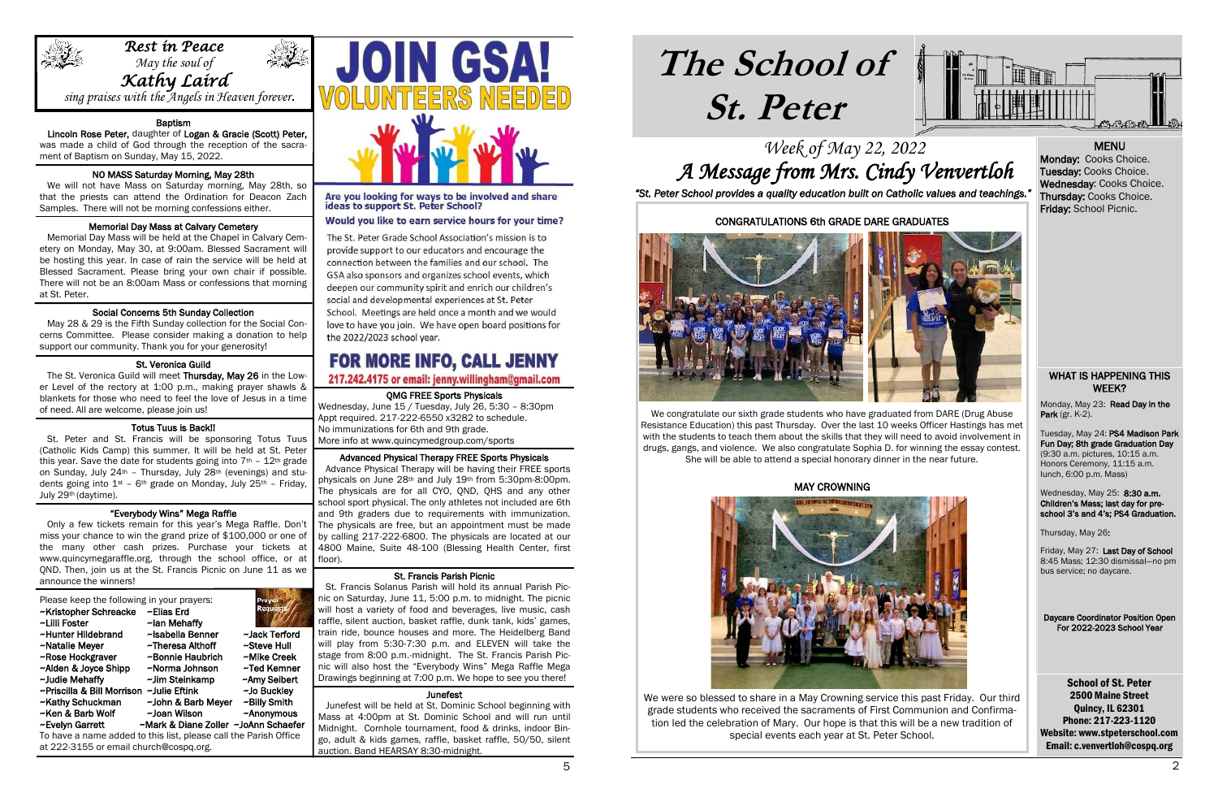## Rest in Peace

*May the soul of*

***Kathy Laird***

*sing praises with the Angels in Heaven forever.*

### Baptism

**Lincoln Rose Peter,** daughter of **Logan & Gracie (Scott) Peter,** was made a child of God through the reception of the sacrament of Baptism on Sunday, May 15, 2022.

### NO MASS Saturday Morning, May 28th

We will not have Mass on Saturday morning, May 28th, so that the priests can attend the Ordination for Deacon Zach Samples. There will not be morning confessions either.

### Memorial Day Mass at Calvary Cemetery

Memorial Day Mass will be held at the Chapel in Calvary Cemetery on Monday, May 30, at 9:00am. Blessed Sacrament will be hosting this year. In case of rain the service will be held at Blessed Sacrament. Please bring your own chair if possible. There will not be an 8:00am Mass or confessions that morning at St. Peter.

### Social Concerns 5th Sunday Collection

May 28 & 29 is the Fifth Sunday collection for the Social Concerns Committee. Please consider making a donation to help support our community. Thank you for your generosity!

### St. Veronica Guild

The St. Veronica Guild will meet **Thursday, May 26** in the Lower Level of the rectory at 1:00 p.m., making prayer shawls & blankets for those who need to feel the love of Jesus in a time of need. All are welcome, please join us!

### Totus Tuus is Back!!

St. Peter and St. Francis will be sponsoring Totus Tuus (Catholic Kids Camp) this summer. It will be held at St. Peter this year. Save the date for students going into 7th – 12th grade on Sunday, July 24th – Thursday, July 28th (evenings) and students going into 1st – 6th grade on Monday, July 25th – Friday, July 29th (daytime).

### "Everybody Wins" Mega Raffle

Only a few tickets remain for this year's Mega Raffle. Don't miss your chance to win the grand prize of $100,000 or one of the many other cash prizes. Purchase your tickets at www.quincymegaraffle.org, through the school office, or at QND. Then, join us at the St. Francis Picnic on June 11 as we announce the winners!

Please keep the following in your prayers:

| | | |
|---|---|---|
| ~Kristopher Schreacke | ~Elias Erd | |
| ~Lilli Foster | ~Ian Mehaffy | |
| ~Hunter Hildebrand | ~Isabella Benner | ~Jack Terford |
| ~Natalie Meyer | ~Theresa Althoff | ~Steve Hull |
| ~Rose Hockgraver | ~Bonnie Haubrich | ~Mike Creek |
| ~Alden & Joyce Shipp | ~Norma Johnson | ~Ted Kemner |
| ~Judie Mehaffy | ~Jim Steinkamp | ~Amy Seibert |
| ~Priscilla & Bill Morrison | ~Julie Eftink | ~Jo Buckley |
| ~Kathy Schuckman | ~John & Barb Meyer | ~Billy Smith |
| ~Ken & Barb Wolf | ~Joan Wilson | ~Anonymous |
| ~Evelyn Garrett | ~Mark & Diane Zoller | ~JoAnn Schaefer |

To have a name added to this list, please call the Parish Office at 222-3155 or email church@cospq.org.

# JOIN GSA! VOLUNTEERS NEEDED

**Are you looking for ways to be involved and share ideas to support St. Peter School?**

**Would you like to earn service hours for your time?**

The St. Peter Grade School Association's mission is to provide support to our educators and encourage the connection between the families and our school. The GSA also sponsors and organizes school events, which deepen our community spirit and enrich our children's social and developmental experiences at St. Peter School. Meetings are held once a month and we would love to have you join. We have open board positions for the 2022/2023 school year.

**FOR MORE INFO, CALL JENNY**
**217.242.4175 or email: jenny.willingham@gmail.com**

### QMG FREE Sports Physicals

Wednesday, June 15 / Tuesday, July 26, 5:30 – 8:30pm
Appt required. 217-222-6550 x3282 to schedule.
No immunizations for 6th and 9th grade.
More info at www.quincymedgroup.com/sports

### Advanced Physical Therapy FREE Sports Physicals

Advance Physical Therapy will be having their FREE sports physicals on June 28th and July 19th from 5:30pm-8:00pm. The physicals are for all CYO, QND, QHS and any other school sport physical. The only athletes not included are 6th and 9th graders due to requirements with immunization. The physicals are free, but an appointment must be made by calling 217-222-6800. The physicals are located at our 4800 Maine, Suite 48-100 (Blessing Health Center, first floor).

### St. Francis Parish Picnic

St. Francis Solanus Parish will hold its annual Parish Picnic on Saturday, June 11, 5:00 p.m. to midnight. The picnic will host a variety of food and beverages, live music, cash raffle, silent auction, basket raffle, dunk tank, kids' games, train ride, bounce houses and more. The Heidelberg Band will play from 5:30-7:30 p.m. and ELEVEN will take the stage from 8:00 p.m.-midnight. The St. Francis Parish Picnic will also host the "Everybody Wins" Mega Raffle Mega Drawings beginning at 7:00 p.m. We hope to see you there!

### Junefest

Junefest will be held at St. Dominic School beginning with Mass at 4:00pm at St. Dominic School and will run until Midnight. Cornhole tournament, food & drinks, indoor Bingo, adult & kids games, raffle, basket raffle, 50/50, silent auction. Band HEARSAY 8:30-midnight.

# The School of St. Peter

## *Week of May 22, 2022*
## *A Message from Mrs. Cindy Venvertloh*

*"St. Peter School provides a quality education built on Catholic values and teachings."*

### CONGRATULATIONS 6th GRADE DARE GRADUATES

We congratulate our sixth grade students who have graduated from DARE (Drug Abuse Resistance Education) this past Thursday. Over the last 10 weeks Officer Hastings has met with the students to teach them about the skills that they will need to avoid involvement in drugs, gangs, and violence. We also congratulate Sophia D. for winning the essay contest. She will be able to attend a special honorary dinner in the near future.

### MAY CROWNING

We were so blessed to share in a May Crowning service this past Friday. Our third grade students who received the sacraments of First Communion and Confirmation led the celebration of Mary. Our hope is that this will be a new tradition of special events each year at St. Peter School.

### MENU

**Monday:** Cooks Choice.
**Tuesday:** Cooks Choice.
**Wednesday**: Cooks Choice.
**Thursday:** Cooks Choice.
**Friday:** School Picnic.

### WHAT IS HAPPENING THIS WEEK?

Monday, May 23: **Read Day in the Park** (gr. K-2).

Tuesday, May 24: **PS4 Madison Park Fun Day; 8th grade Graduation Day** (9:30 a.m. pictures, 10:15 a.m. Honors Ceremony, 11:15 a.m. lunch, 6:00 p.m. Mass)

Wednesday, May 25: **8:30 a.m. Children's Mass; last day for pre-school 3's and 4's; PS4 Graduation.**

Thursday, May 26:

Friday, May 27: **Last Day of School** 8:45 Mass; 12:30 dismissal—no pm bus service; no daycare.

**Daycare Coordinator Position Open For 2022-2023 School Year**

**School of St. Peter**
**2500 Maine Street**
**Quincy, IL 62301**
**Phone: 217-223-1120**
**Website: www.stpeterschool.com**
**Email: c.venvertloh@cospq.org**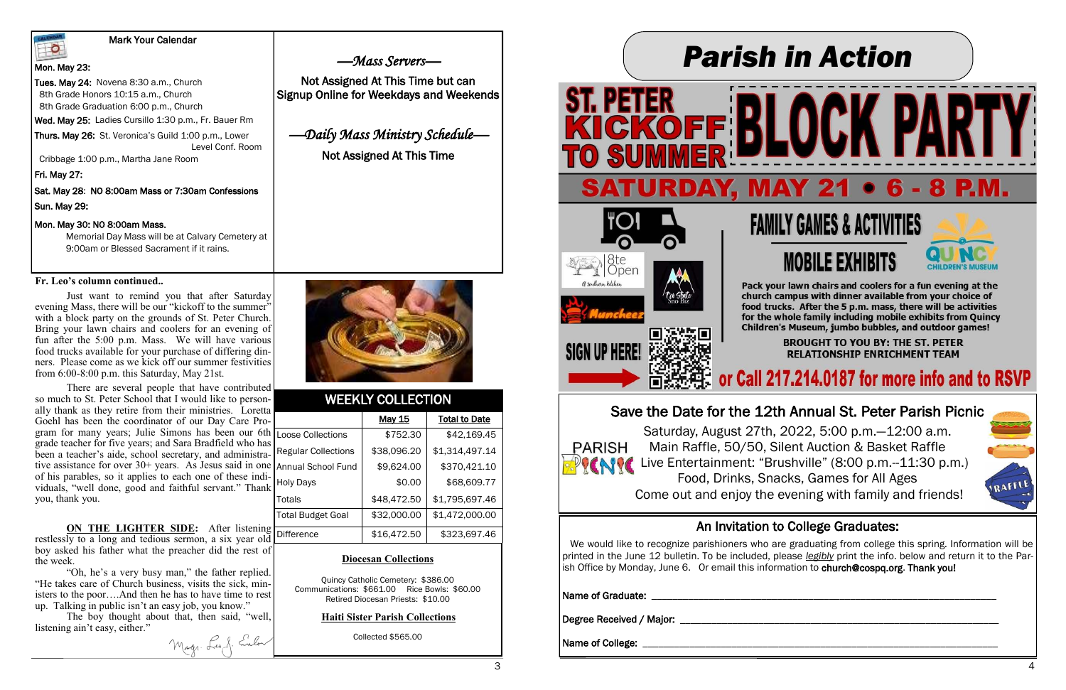## Mark Your Calendar

**Mon. May 23:**

**Tues. May 24:** Novena 8:30 a.m., Church
8th Grade Honors 10:15 a.m., Church
8th Grade Graduation 6:00 p.m., Church

**Wed. May 25:** Ladies Cursillo 1:30 p.m., Fr. Bauer Rm

**Thurs. May 26:** St. Veronica's Guild 1:00 p.m., Lower Level Conf. Room
Cribbage 1:00 p.m., Martha Jane Room

**Fri. May 27:**

**Sat. May 28:** NO 8:00am Mass or 7:30am Confessions

**Sun. May 29:**

**Mon. May 30: NO 8:00am Mass.**
Memorial Day Mass will be at Calvary Cemetery at 9:00am or Blessed Sacrament if it rains.

### *—Mass Servers—*

Not Assigned At This Time but can Signup Online for Weekdays and Weekends

### *—Daily Mass Ministry Schedule—*

Not Assigned At This Time

**Fr. Leo's column continued..**

Just want to remind you that after Saturday evening Mass, there will be our "kickoff to the summer" with a block party on the grounds of St. Peter Church. Bring your lawn chairs and coolers for an evening of fun after the 5:00 p.m. Mass. We will have various food trucks available for your purchase of differing dinners. Please come as we kick off our summer festivities from 6:00-8:00 p.m. this Saturday, May 21st.

There are several people that have contributed so much to St. Peter School that I would like to personally thank as they retire from their ministries. Loretta Goehl has been the coordinator of our Day Care Program for many years; Julie Simons has been our 6th grade teacher for five years; and Sara Bradfield who has been a teacher's aide, school secretary, and administrative assistance for over 30+ years. As Jesus said in one of his parables, so it applies to each one of these individuals, "well done, good and faithful servant." Thank you, thank you.

**ON THE LIGHTER SIDE:** After listening restlessly to a long and tedious sermon, a six year old boy asked his father what the preacher did the rest of the week.

"Oh, he's a very busy man," the father replied. "He takes care of Church business, visits the sick, ministers to the poor….And then he has to have time to rest up. Talking in public isn't an easy job, you know."

The boy thought about that, then said, "well, listening ain't easy, either."

## WEEKLY COLLECTION

| | May 15 | Total to Date |
|---|---|---|
| Loose Collections | $752.30 | $42,169.45 |
| Regular Collections | $38,096.20 | $1,314,497.14 |
| Annual School Fund | $9,624.00 | $370,421.10 |
| Holy Days | $0.00 | $68,609.77 |
| Totals | $48,472.50 | $1,795,697.46 |
| Total Budget Goal | $32,000.00 | $1,472,000.00 |
| Difference | $16,472.50 | $323,697.46 |

**Diocesan Collections**

Quincy Catholic Cemetery: $386.00
Communications: $661.00 Rice Bowls: $60.00
Retired Diocesan Priests: $10.00

**Haiti Sister Parish Collections**

Collected $565.00

# Parish in Action

## ST. PETER KICKOFF TO SUMMER BLOCK PARTY

**SATURDAY, MAY 21 • 6 - 8 P.M.**

FAMILY GAMES & ACTIVITIES

MOBILE EXHIBITS

Pack your lawn chairs and coolers for a fun evening at the church campus with dinner available from your choice of food trucks. After the 5 p.m. mass, there will be activities for the whole family including mobile exhibits from Quincy Children's Museum, jumbo bubbles, and outdoor games!

BROUGHT TO YOU BY: THE ST. PETER RELATIONSHIP ENRICHMENT TEAM

SIGN UP HERE! or Call 217.214.0187 for more info and to RSVP

## Save the Date for the 12th Annual St. Peter Parish Picnic

Saturday, August 27th, 2022, 5:00 p.m.—12:00 a.m.
Main Raffle, 50/50, Silent Auction & Basket Raffle
Live Entertainment: "Brushville" (8:00 p.m.--11:30 p.m.)
Food, Drinks, Snacks, Games for All Ages
Come out and enjoy the evening with family and friends!

## An Invitation to College Graduates:

We would like to recognize parishioners who are graduating from college this spring. Information will be printed in the June 12 bulletin. To be included, please *legibly* print the info. below and return it to the Parish Office by Monday, June 6. Or email this information to **church@cospq.org**. **Thank you!**

Name of Graduate: ______________________________

Degree Received / Major: ______________________________

Name of College: ______________________________